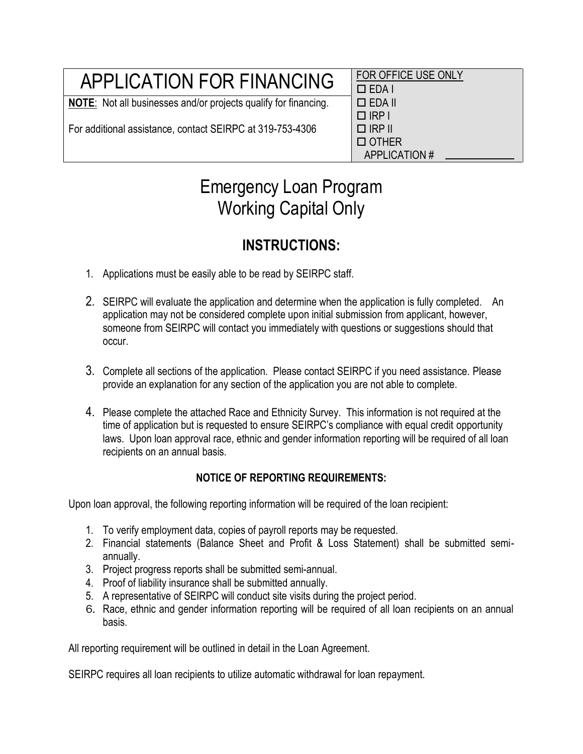| APPLICATION FOR FINANCING | FOR OFFICE USE ONLY |
|---|---|
| **NOTE**: Not all businesses and/or projects qualify for financing. | ☐ EDA I<br>☐ EDA II<br>☐ IRP I<br>☐ IRP II<br>☐ OTHER<br>APPLICATION # ____________ |
| For additional assistance, contact SEIRPC at 319-753-4306 | |

# Emergency Loan Program
# Working Capital Only

## INSTRUCTIONS:

1. Applications must be easily able to be read by SEIRPC staff.
2. SEIRPC will evaluate the application and determine when the application is fully completed. An application may not be considered complete upon initial submission from applicant, however, someone from SEIRPC will contact you immediately with questions or suggestions should that occur.
3. Complete all sections of the application. Please contact SEIRPC if you need assistance. Please provide an explanation for any section of the application you are not able to complete.
4. Please complete the attached Race and Ethnicity Survey. This information is not required at the time of application but is requested to ensure SEIRPC's compliance with equal credit opportunity laws. Upon loan approval race, ethnic and gender information reporting will be required of all loan recipients on an annual basis.

### NOTICE OF REPORTING REQUIREMENTS:

Upon loan approval, the following reporting information will be required of the loan recipient:

1. To verify employment data, copies of payroll reports may be requested.
2. Financial statements (Balance Sheet and Profit & Loss Statement) shall be submitted semi-annually.
3. Project progress reports shall be submitted semi-annual.
4. Proof of liability insurance shall be submitted annually.
5. A representative of SEIRPC will conduct site visits during the project period.
6. Race, ethnic and gender information reporting will be required of all loan recipients on an annual basis.

All reporting requirement will be outlined in detail in the Loan Agreement.

SEIRPC requires all loan recipients to utilize automatic withdrawal for loan repayment.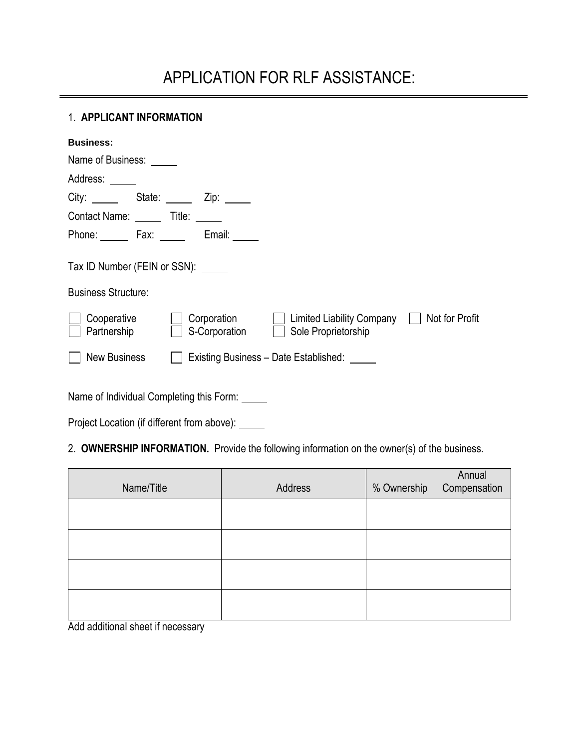# APPLICATION FOR RLF ASSISTANCE:

1. **APPLICANT INFORMATION**

**Business:**

Name of Business: _____

Address: _____

City: _____ State: _____ Zip: _____

Contact Name: _____ Title: _____

Phone: _____ Fax: _____ Email: _____

Tax ID Number (FEIN or SSN): _____

Business Structure:

☐ Cooperative ☐ Corporation ☐ Limited Liability Company ☐ Not for Profit
☐ Partnership ☐ S-Corporation ☐ Sole Proprietorship

☐ New Business ☐ Existing Business – Date Established: _____

Name of Individual Completing this Form: _____

Project Location (if different from above): _____

2. **OWNERSHIP INFORMATION.** Provide the following information on the owner(s) of the business.

| Name/Title | Address | % Ownership | Annual Compensation |
|---|---|---|---|
| | | | |
| | | | |
| | | | |
| | | | |

Add additional sheet if necessary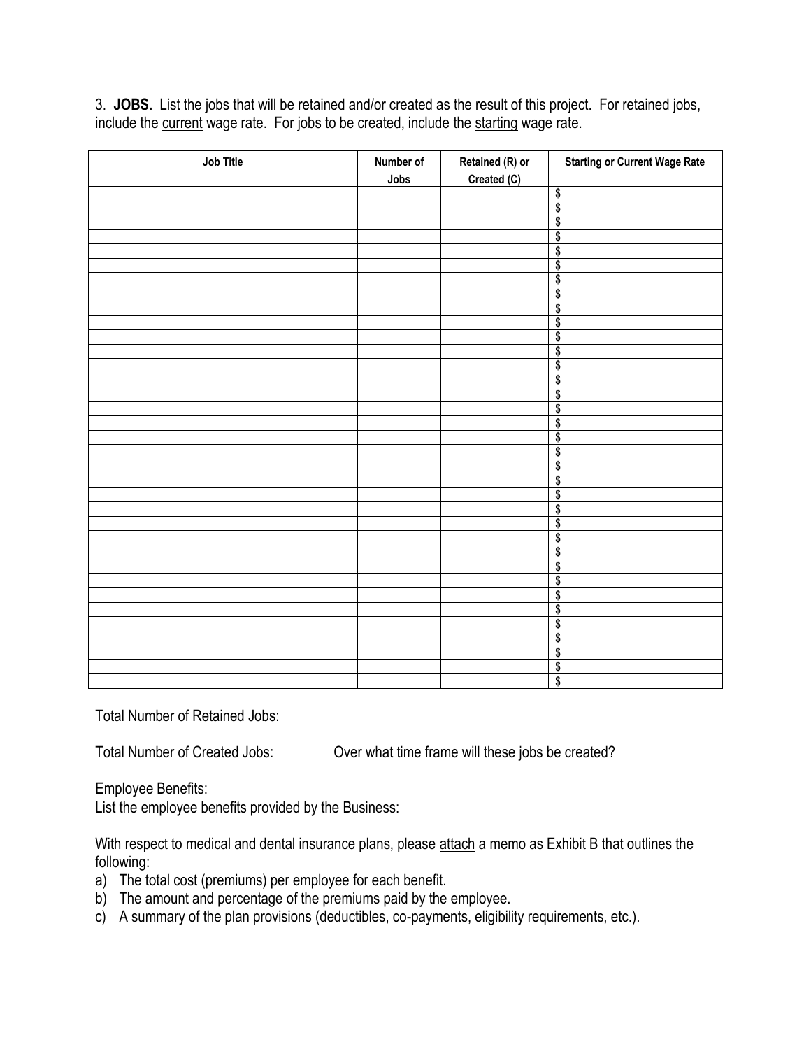3. **JOBS.** List the jobs that will be retained and/or created as the result of this project. For retained jobs, include the current wage rate. For jobs to be created, include the starting wage rate.

| Job Title | Number of Jobs | Retained (R) or Created (C) | Starting or Current Wage Rate |
|---|---|---|---|
| | | | $ |
| | | | $ |
| | | | $ |
| | | | $ |
| | | | $ |
| | | | $ |
| | | | $ |
| | | | $ |
| | | | $ |
| | | | $ |
| | | | $ |
| | | | $ |
| | | | $ |
| | | | $ |
| | | | $ |
| | | | $ |
| | | | $ |
| | | | $ |
| | | | $ |
| | | | $ |
| | | | $ |
| | | | $ |
| | | | $ |
| | | | $ |
| | | | $ |
| | | | $ |
| | | | $ |
| | | | $ |
| | | | $ |
| | | | $ |
| | | | $ |
| | | | $ |
| | | | $ |
| | | | $ |
| | | | $ |

Total Number of Retained Jobs:

Total Number of Created Jobs: Over what time frame will these jobs be created?

Employee Benefits:

List the employee benefits provided by the Business: _____

With respect to medical and dental insurance plans, please attach a memo as Exhibit B that outlines the following:

a) The total cost (premiums) per employee for each benefit.
b) The amount and percentage of the premiums paid by the employee.
c) A summary of the plan provisions (deductibles, co-payments, eligibility requirements, etc.).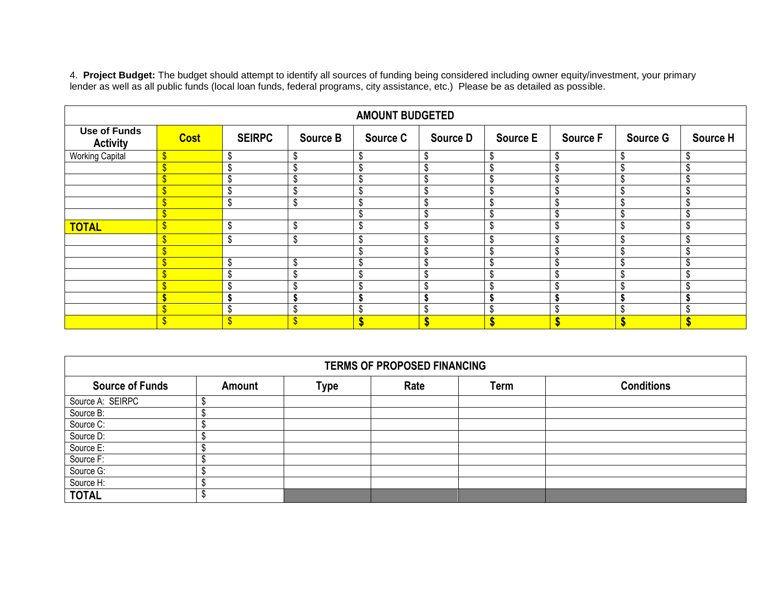4. **Project Budget:** The budget should attempt to identify all sources of funding being considered including owner equity/investment, your primary lender as well as all public funds (local loan funds, federal programs, city assistance, etc.) Please be as detailed as possible.

| AMOUNT BUDGETED | | | | | | | | | |
|---|---|---|---|---|---|---|---|---|---|
| **Use of Funds Activity** | **Cost** | **SEIRPC** | **Source B** | **Source C** | **Source D** | **Source E** | **Source F** | **Source G** | **Source H** |
| Working Capital | $ | $ | $ | $ | $ | $ | $ | $ | $ |
| | $ | $ | $ | $ | $ | $ | $ | $ | $ |
| | $ | $ | $ | $ | $ | $ | $ | $ | $ |
| | $ | $ | $ | $ | $ | $ | $ | $ | $ |
| | $ | $ | $ | $ | $ | $ | $ | $ | $ |
| | $ | | | $ | $ | $ | $ | $ | $ |
| **TOTAL** | $ | $ | $ | $ | $ | $ | $ | $ | $ |
| | $ | $ | $ | $ | $ | $ | $ | $ | $ |
| | $ | | | $ | $ | $ | $ | $ | $ |
| | $ | $ | $ | $ | $ | $ | $ | $ | $ |
| | $ | $ | $ | $ | $ | $ | $ | $ | $ |
| | $ | $ | $ | $ | $ | $ | $ | $ | $ |
| | **$** | **$** | **$** | **$** | **$** | **$** | **$** | **$** | **$** |
| | $ | $ | $ | $ | $ | $ | $ | $ | $ |
| | $ | $ | $ | **$** | **$** | **$** | **$** | **$** | **$** |

| TERMS OF PROPOSED FINANCING | | | | | |
|---|---|---|---|---|---|
| **Source of Funds** | **Amount** | **Type** | **Rate** | **Term** | **Conditions** |
| Source A: SEIRPC | $ | | | | |
| Source B: | $ | | | | |
| Source C: | $ | | | | |
| Source D: | $ | | | | |
| Source E: | $ | | | | |
| Source F: | $ | | | | |
| Source G: | $ | | | | |
| Source H: | $ | | | | |
| **TOTAL** | $ | | | | |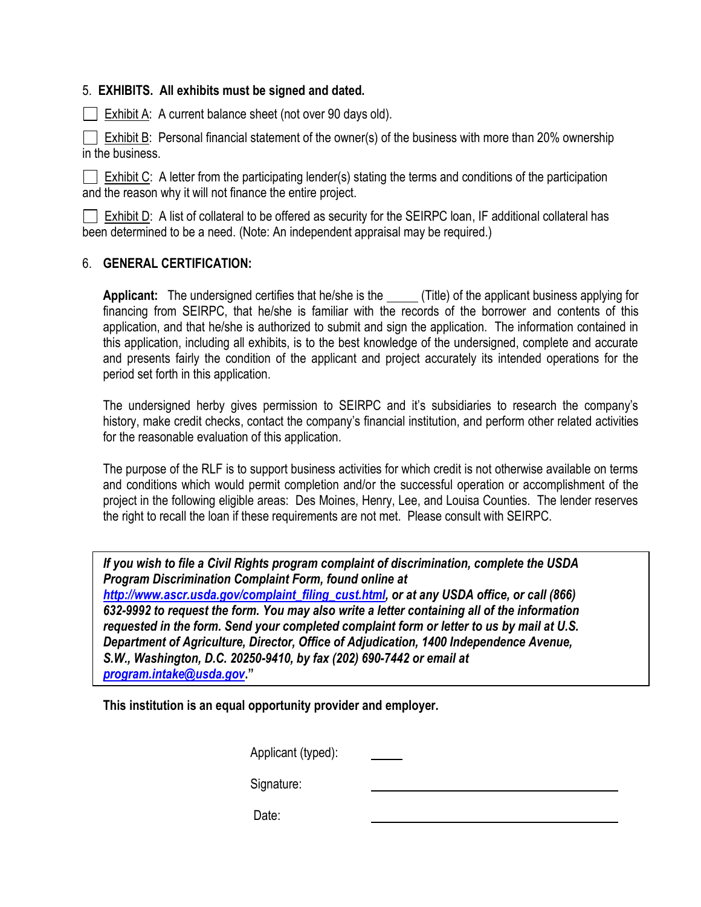5. **EXHIBITS. All exhibits must be signed and dated.**

☐ Exhibit A: A current balance sheet (not over 90 days old).

☐ Exhibit B: Personal financial statement of the owner(s) of the business with more than 20% ownership in the business.

☐ Exhibit C: A letter from the participating lender(s) stating the terms and conditions of the participation and the reason why it will not finance the entire project.

☐ Exhibit D: A list of collateral to be offered as security for the SEIRPC loan, IF additional collateral has been determined to be a need. (Note: An independent appraisal may be required.)

6. **GENERAL CERTIFICATION:**

**Applicant:** The undersigned certifies that he/she is the _____ (Title) of the applicant business applying for financing from SEIRPC, that he/she is familiar with the records of the borrower and contents of this application, and that he/she is authorized to submit and sign the application. The information contained in this application, including all exhibits, is to the best knowledge of the undersigned, complete and accurate and presents fairly the condition of the applicant and project accurately its intended operations for the period set forth in this application.

The undersigned herby gives permission to SEIRPC and it's subsidiaries to research the company's history, make credit checks, contact the company's financial institution, and perform other related activities for the reasonable evaluation of this application.

The purpose of the RLF is to support business activities for which credit is not otherwise available on terms and conditions which would permit completion and/or the successful operation or accomplishment of the project in the following eligible areas: Des Moines, Henry, Lee, and Louisa Counties. The lender reserves the right to recall the loan if these requirements are not met. Please consult with SEIRPC.

***If you wish to file a Civil Rights program complaint of discrimination, complete the USDA Program Discrimination Complaint Form, found online at http://www.ascr.usda.gov/complaint_filing_cust.html, or at any USDA office, or call (866) 632-9992 to request the form. You may also write a letter containing all of the information requested in the form. Send your completed complaint form or letter to us by mail at U.S. Department of Agriculture, Director, Office of Adjudication, 1400 Independence Avenue, S.W., Washington, D.C. 20250-9410, by fax (202) 690-7442 or email at program.intake@usda.gov."***

**This institution is an equal opportunity provider and employer.**

Applicant (typed): _____

Signature: ______________________________

Date: ______________________________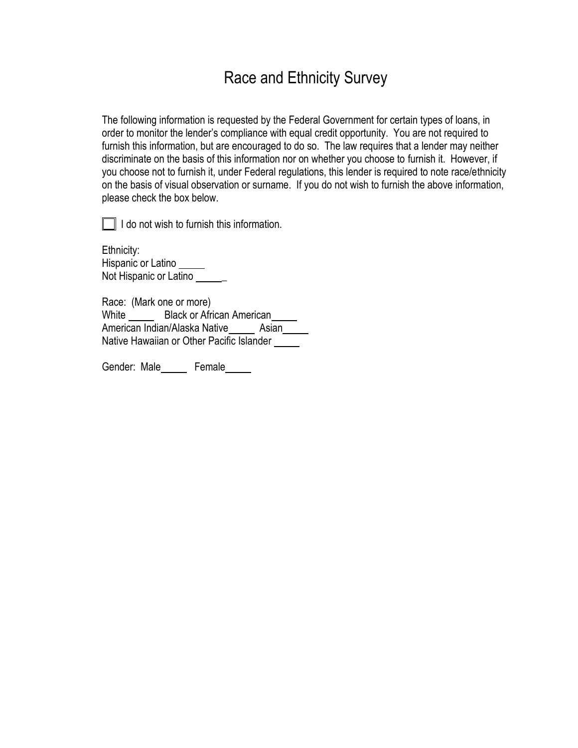# Race and Ethnicity Survey

The following information is requested by the Federal Government for certain types of loans, in order to monitor the lender's compliance with equal credit opportunity. You are not required to furnish this information, but are encouraged to do so. The law requires that a lender may neither discriminate on the basis of this information nor on whether you choose to furnish it. However, if you choose not to furnish it, under Federal regulations, this lender is required to note race/ethnicity on the basis of visual observation or surname. If you do not wish to furnish the above information, please check the box below.

☐ I do not wish to furnish this information.

Ethnicity:
Hispanic or Latino _____
Not Hispanic or Latino ______

Race: (Mark one or more)
White _____ Black or African American_____
American Indian/Alaska Native_____ Asian_____
Native Hawaiian or Other Pacific Islander _____

Gender: Male_____ Female_____